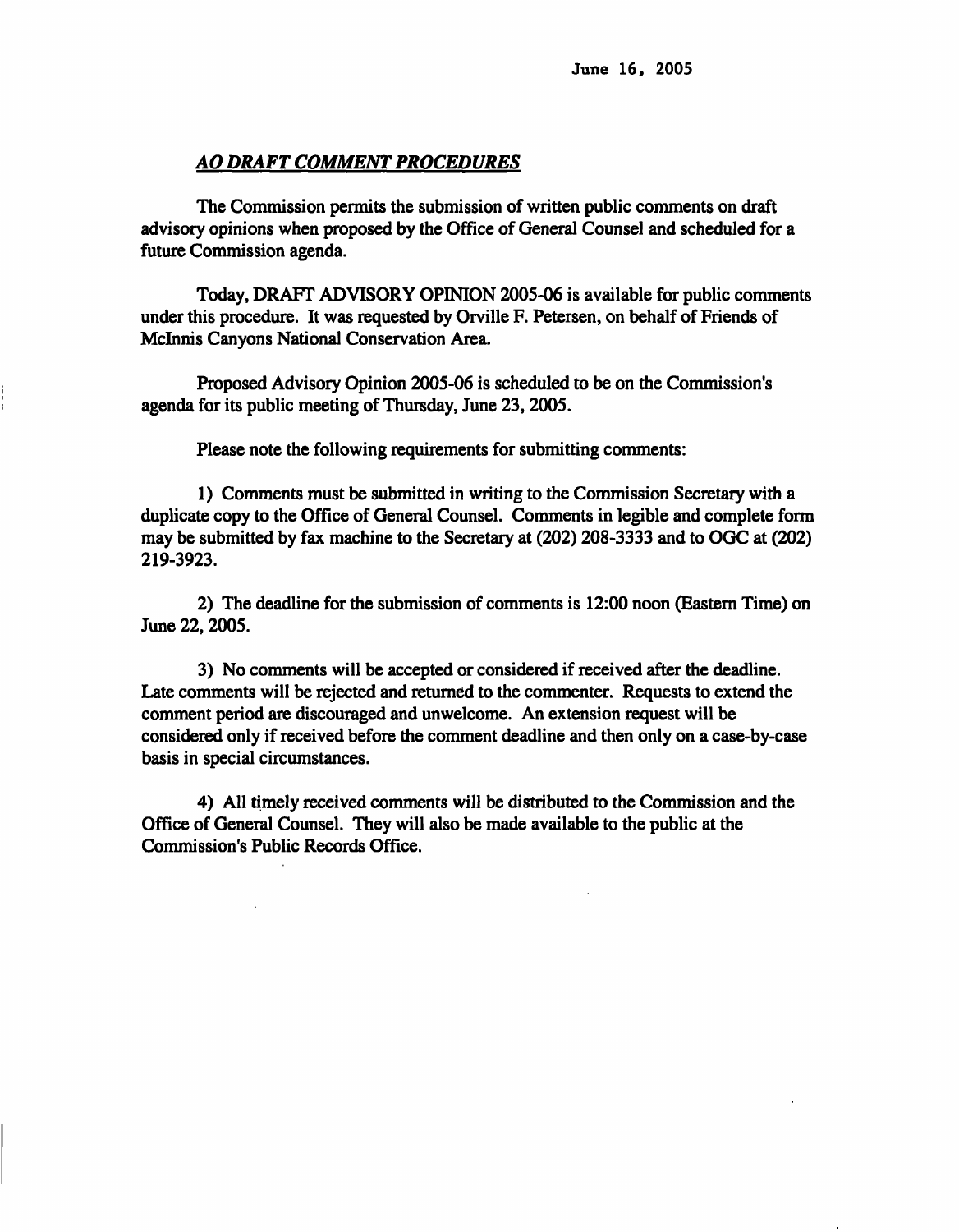June 16, 2005

## *AO DRAFT COMMENT PROCEDURES*

The Commission permits the submission of written public comments on draft advisory opinions when proposed by the Office of General Counsel and scheduled for a future Commission agenda.

Today, DRAFT ADVISORY OPINION 2005-06 is available for public comments under this procedure. It was requested by Orville F. Petersen, on behalf of Friends of McInnis Canyons National Conservation Area.

Proposed Advisory Opinion 2005-06 is scheduled to be on the Commission's agenda for its public meeting of Thursday, June 23, 2005.

Please note the following requirements for submitting comments:

1) Comments must be submitted in writing to the Commission Secretary with a duplicate copy to the Office of General Counsel. Comments in legible and complete form may be submitted by fax machine to the Secretary at (202) 208-3333 and to OGC at (202) 219-3923.

2) The deadline for the submission of comments is 12:00 noon (Eastern Time) on June 22, 2005.

3) No comments will be accepted or considered if received after the deadline. Late comments will be rejected and returned to the commenter. Requests to extend the comment period are discouraged and unwelcome. An extension request will be considered only if received before the comment deadline and then only on a case-by-case basis in special circumstances.

4) All timely received comments will be distributed to the Commission and the Office of General Counsel. They will also be made available to the public at the Commission's Public Records Office.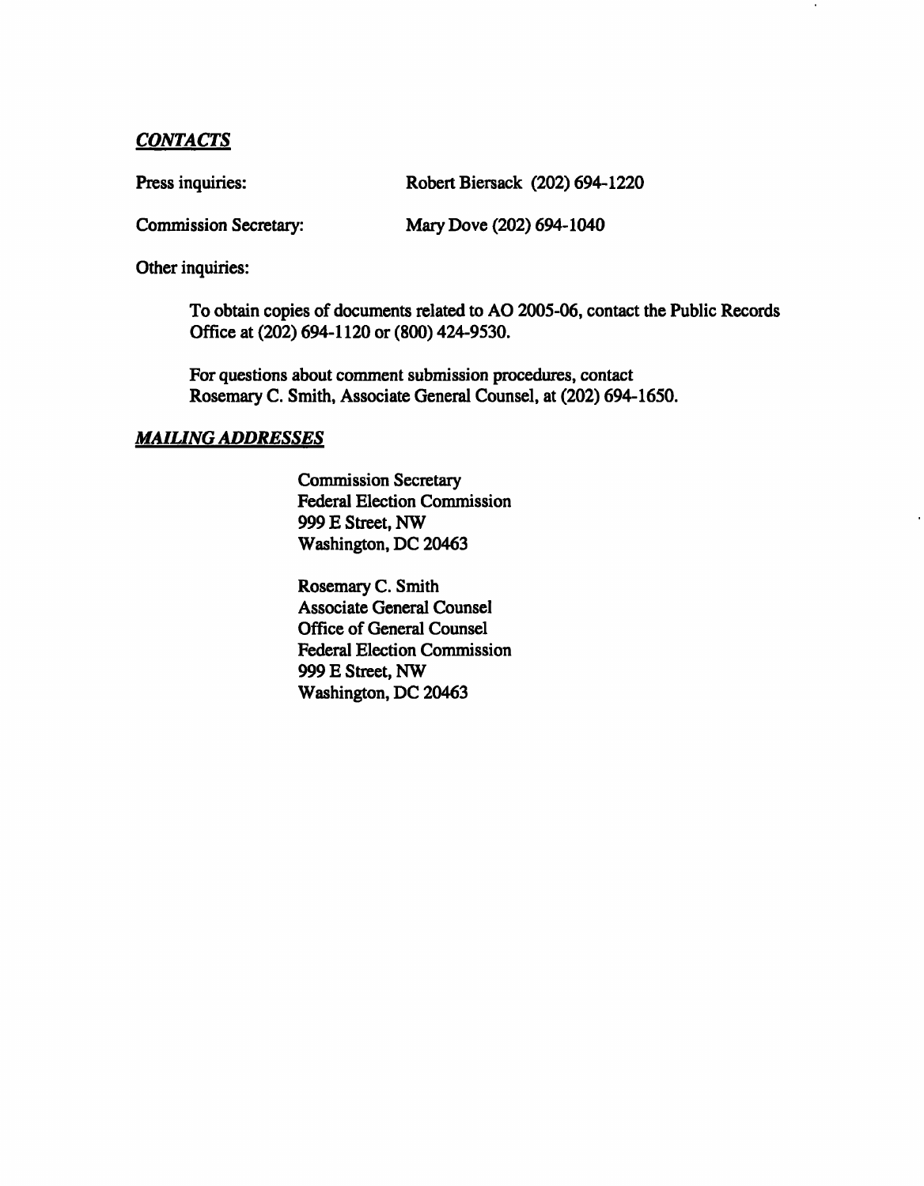***CONTACTS***

Press inquiries: Robert Biersack (202) 694-1220

Commission Secretary: Mary Dove (202) 694-1040

Other inquiries:

To obtain copies of documents related to AO 2005-06, contact the Public Records Office at (202) 694-1120 or (800) 424-9530.

For questions about comment submission procedures, contact Rosemary C. Smith, Associate General Counsel, at (202) 694-1650.

***MAILING ADDRESSES***

Commission Secretary
Federal Election Commission
999 E Street, NW
Washington, DC 20463

Rosemary C. Smith
Associate General Counsel
Office of General Counsel
Federal Election Commission
999 E Street, NW
Washington, DC 20463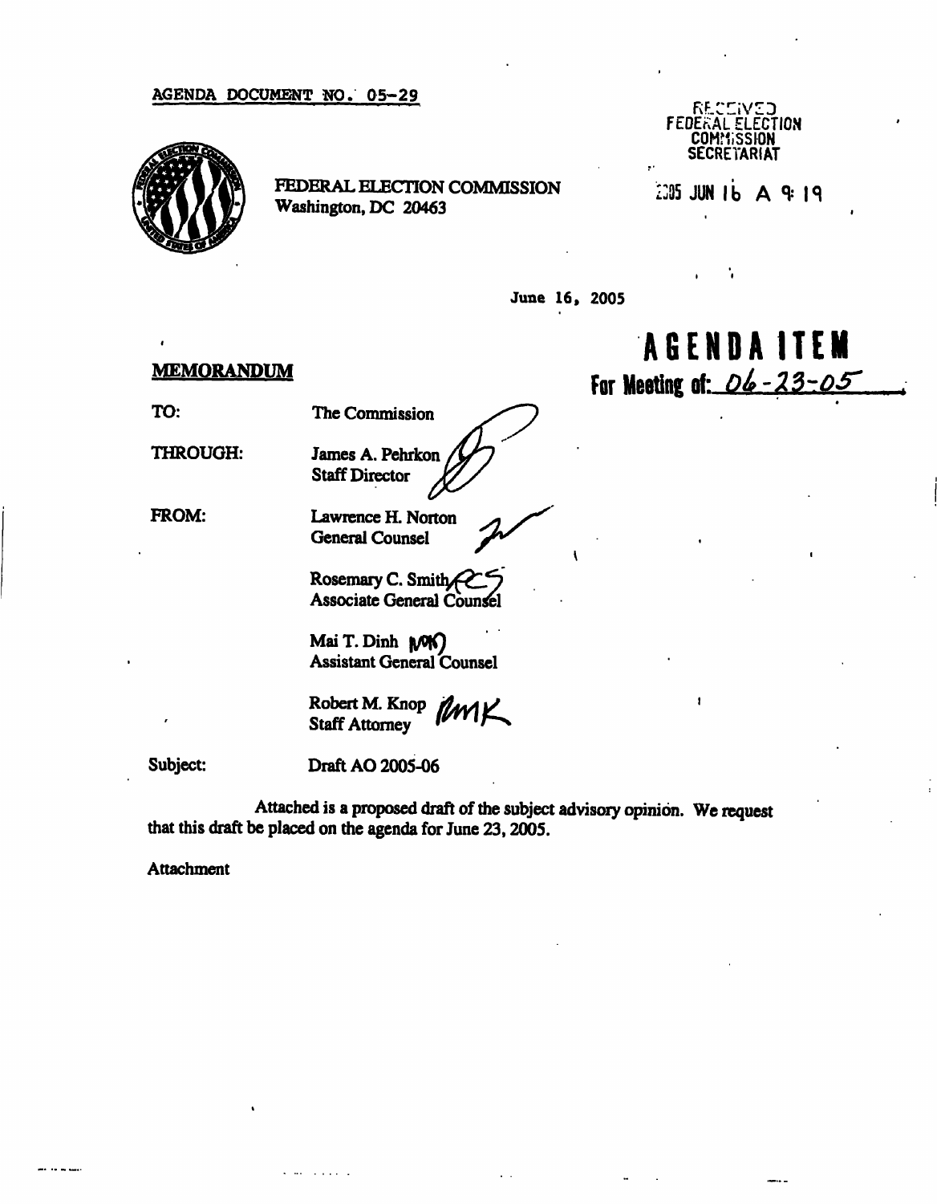AGENDA DOCUMENT NO. 05-29

FEDERAL ELECTION COMMISSION
Washington, DC 20463

RECEIVED
FEDERAL ELECTION
COMMISSION
SECRETARIAT

2005 JUN 16 A 9:19

June 16, 2005

# AGENDA ITEM

**For Meeting of: 06-23-05**

**MEMORANDUM**

TO: The Commission

THROUGH: James A. Pehrkon
Staff Director

FROM: Lawrence H. Norton
General Counsel

Rosemary C. Smith
Associate General Counsel

Mai T. Dinh
Assistant General Counsel

Robert M. Knop
Staff Attorney

Subject: Draft AO 2005-06

Attached is a proposed draft of the subject advisory opinion. We request that this draft be placed on the agenda for June 23, 2005.

Attachment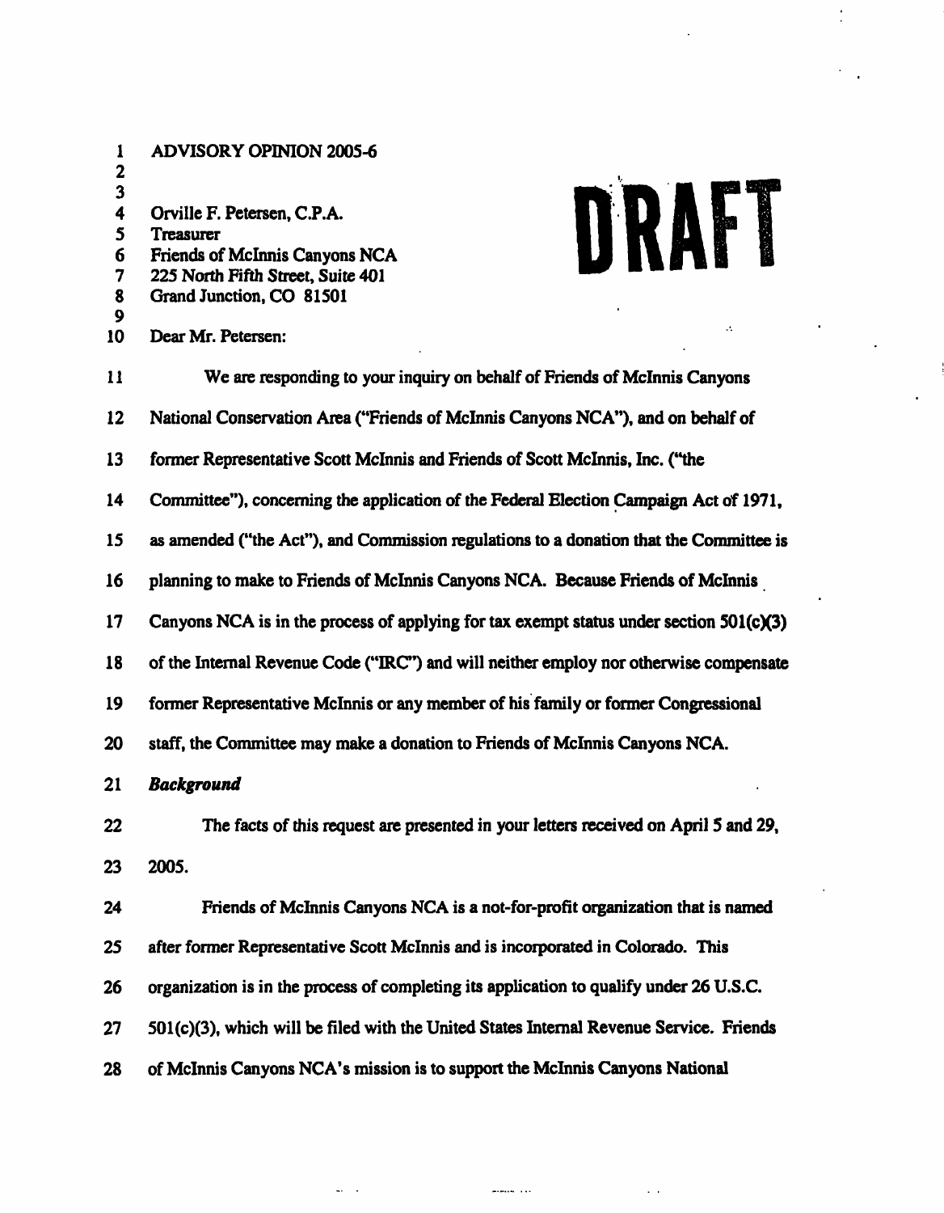ADVISORY OPINION 2005-6

Orville F. Petersen, C.P.A.
Treasurer
Friends of McInnis Canyons NCA
225 North Fifth Street, Suite 401
Grand Junction, CO 81501

DRAFT

Dear Mr. Petersen:

We are responding to your inquiry on behalf of Friends of McInnis Canyons National Conservation Area ("Friends of McInnis Canyons NCA"), and on behalf of former Representative Scott McInnis and Friends of Scott McInnis, Inc. ("the Committee"), concerning the application of the Federal Election Campaign Act of 1971, as amended ("the Act"), and Commission regulations to a donation that the Committee is planning to make to Friends of McInnis Canyons NCA. Because Friends of McInnis Canyons NCA is in the process of applying for tax exempt status under section 501(c)(3) of the Internal Revenue Code ("IRC") and will neither employ nor otherwise compensate former Representative McInnis or any member of his family or former Congressional staff, the Committee may make a donation to Friends of McInnis Canyons NCA.

***Background***

The facts of this request are presented in your letters received on April 5 and 29, 2005.

Friends of McInnis Canyons NCA is a not-for-profit organization that is named after former Representative Scott McInnis and is incorporated in Colorado. This organization is in the process of completing its application to qualify under 26 U.S.C. 501(c)(3), which will be filed with the United States Internal Revenue Service. Friends of McInnis Canyons NCA's mission is to support the McInnis Canyons National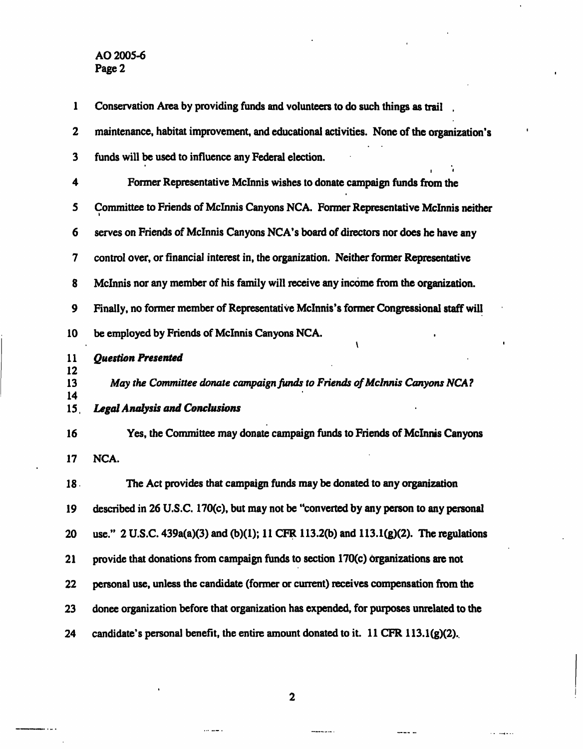Conservation Area by providing funds and volunteers to do such things as trail maintenance, habitat improvement, and educational activities. None of the organization's funds will be used to influence any Federal election.

Former Representative McInnis wishes to donate campaign funds from the Committee to Friends of McInnis Canyons NCA. Former Representative McInnis neither serves on Friends of McInnis Canyons NCA's board of directors nor does he have any control over, or financial interest in, the organization. Neither former Representative McInnis nor any member of his family will receive any income from the organization. Finally, no former member of Representative McInnis's former Congressional staff will be employed by Friends of McInnis Canyons NCA.

***Question Presented***

*May the Committee donate campaign funds to Friends of McInnis Canyons NCA?*

***Legal Analysis and Conclusions***

Yes, the Committee may donate campaign funds to Friends of McInnis Canyons NCA.

The Act provides that campaign funds may be donated to any organization described in 26 U.S.C. 170(c), but may not be "converted by any person to any personal use." 2 U.S.C. 439a(a)(3) and (b)(1); 11 CFR 113.2(b) and 113.1(g)(2). The regulations provide that donations from campaign funds to section 170(c) organizations are not personal use, unless the candidate (former or current) receives compensation from the donee organization before that organization has expended, for purposes unrelated to the candidate's personal benefit, the entire amount donated to it. 11 CFR 113.1(g)(2).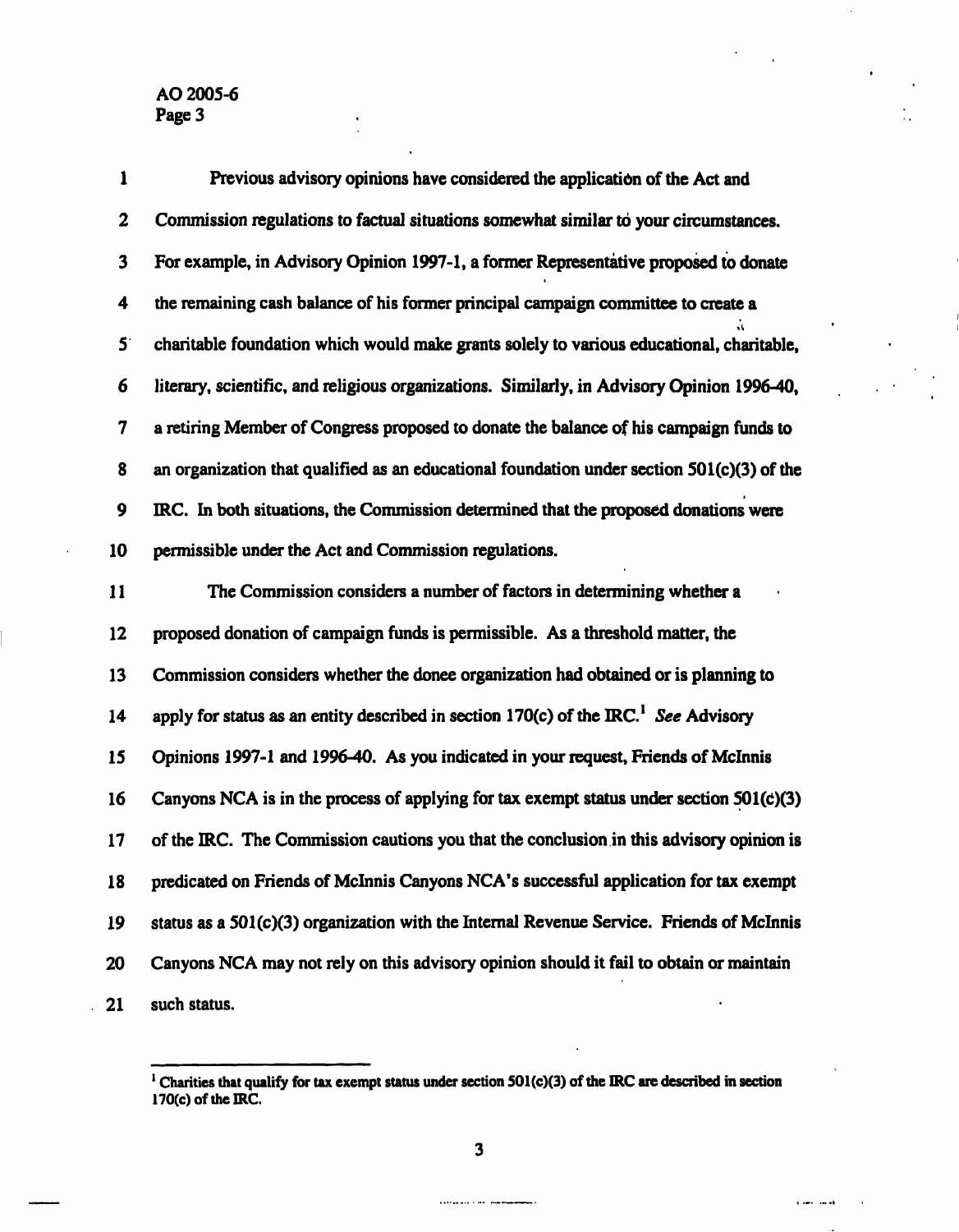Previous advisory opinions have considered the application of the Act and Commission regulations to factual situations somewhat similar to your circumstances. For example, in Advisory Opinion 1997-1, a former Representative proposed to donate the remaining cash balance of his former principal campaign committee to create a charitable foundation which would make grants solely to various educational, charitable, literary, scientific, and religious organizations. Similarly, in Advisory Opinion 1996-40, a retiring Member of Congress proposed to donate the balance of his campaign funds to an organization that qualified as an educational foundation under section 501(c)(3) of the IRC. In both situations, the Commission determined that the proposed donations were permissible under the Act and Commission regulations.

The Commission considers a number of factors in determining whether a proposed donation of campaign funds is permissible. As a threshold matter, the Commission considers whether the donee organization had obtained or is planning to apply for status as an entity described in section 170(c) of the IRC.[1] *See* Advisory Opinions 1997-1 and 1996-40. As you indicated in your request, Friends of McInnis Canyons NCA is in the process of applying for tax exempt status under section 501(c)(3) of the IRC. The Commission cautions you that the conclusion in this advisory opinion is predicated on Friends of McInnis Canyons NCA's successful application for tax exempt status as a 501(c)(3) organization with the Internal Revenue Service. Friends of McInnis Canyons NCA may not rely on this advisory opinion should it fail to obtain or maintain such status.

---

[1] Charities that qualify for tax exempt status under section 501(c)(3) of the IRC are described in section 170(c) of the IRC.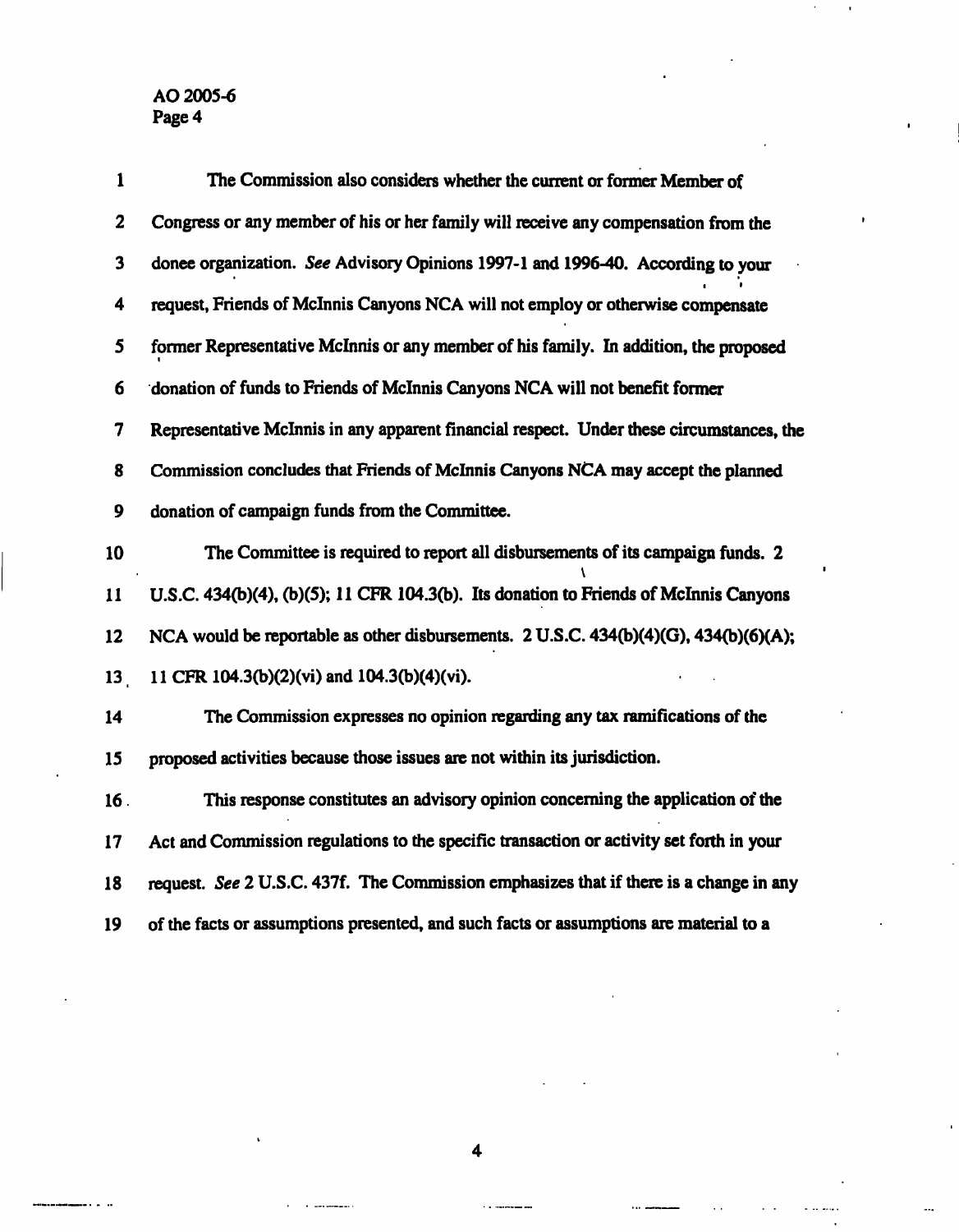The Commission also considers whether the current or former Member of Congress or any member of his or her family will receive any compensation from the donee organization. *See* Advisory Opinions 1997-1 and 1996-40. According to your request, Friends of McInnis Canyons NCA will not employ or otherwise compensate former Representative McInnis or any member of his family. In addition, the proposed donation of funds to Friends of McInnis Canyons NCA will not benefit former Representative McInnis in any apparent financial respect. Under these circumstances, the Commission concludes that Friends of McInnis Canyons NCA may accept the planned donation of campaign funds from the Committee.

The Committee is required to report all disbursements of its campaign funds. 2 U.S.C. 434(b)(4), (b)(5); 11 CFR 104.3(b). Its donation to Friends of McInnis Canyons NCA would be reportable as other disbursements. 2 U.S.C. 434(b)(4)(G), 434(b)(6)(A); 11 CFR 104.3(b)(2)(vi) and 104.3(b)(4)(vi).

The Commission expresses no opinion regarding any tax ramifications of the proposed activities because those issues are not within its jurisdiction.

This response constitutes an advisory opinion concerning the application of the Act and Commission regulations to the specific transaction or activity set forth in your request. *See* 2 U.S.C. 437f. The Commission emphasizes that if there is a change in any of the facts or assumptions presented, and such facts or assumptions are material to a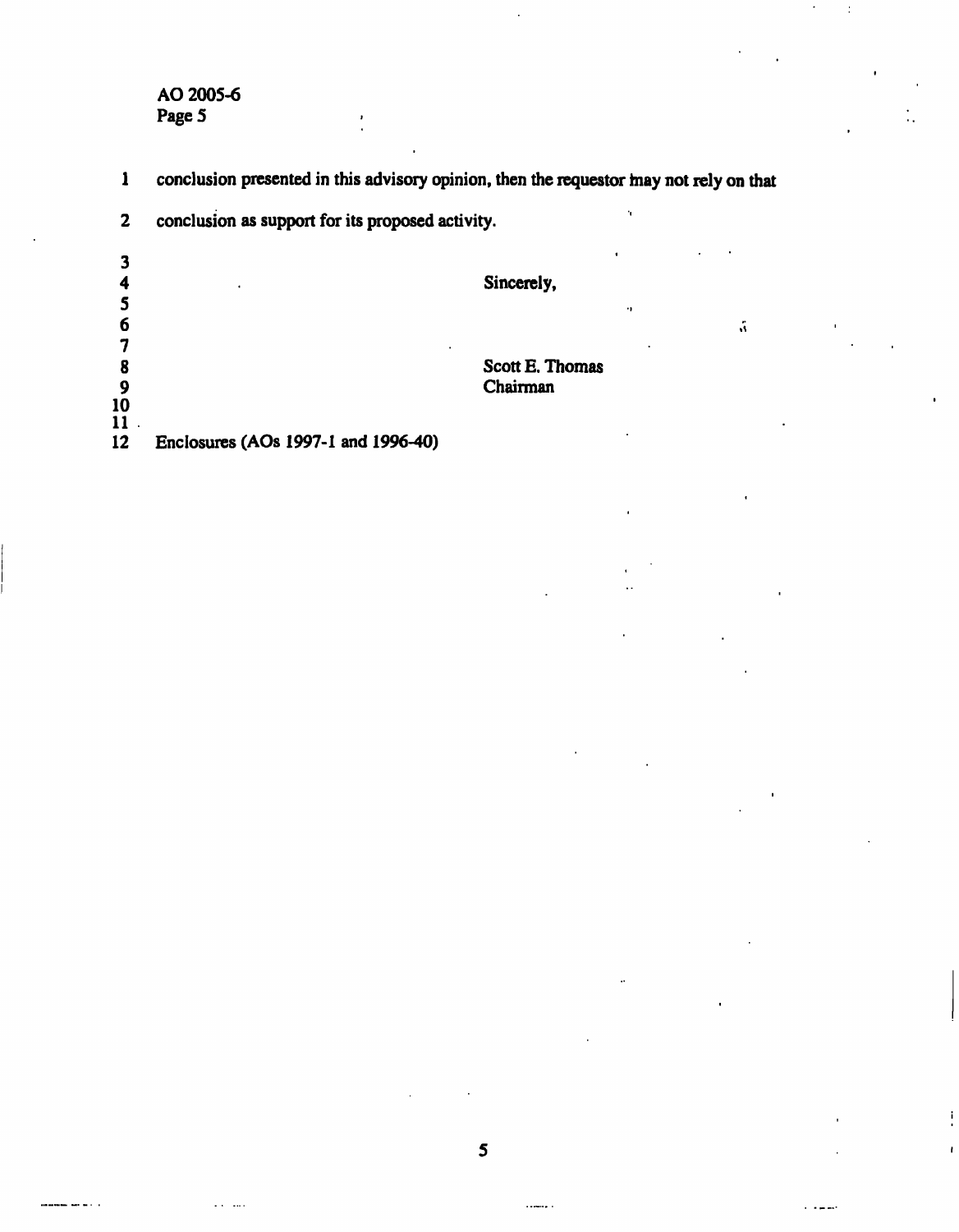conclusion presented in this advisory opinion, then the requestor may not rely on that conclusion as support for its proposed activity.

Sincerely,

Scott E. Thomas
Chairman

Enclosures (AOs 1997-1 and 1996-40)